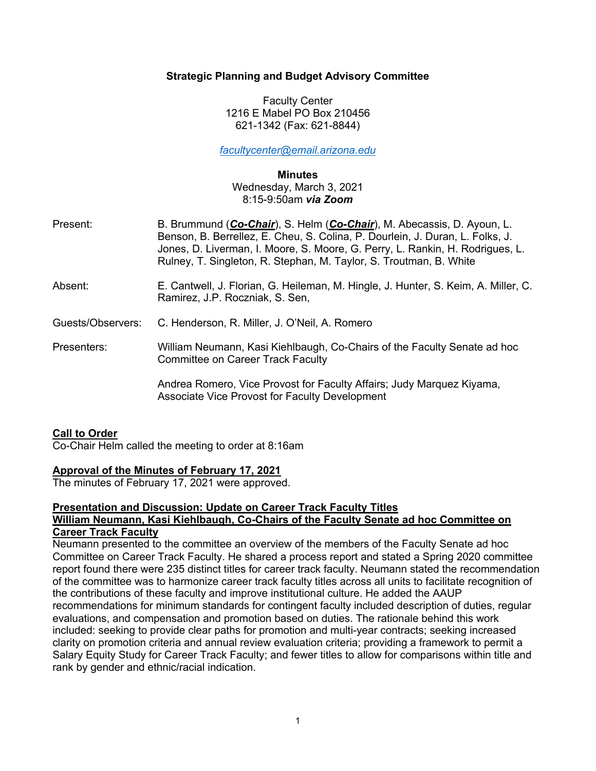**Strategic Planning and Budget Advisory Committee**

Faculty Center
1216 E Mabel PO Box 210456
621-1342 (Fax: 621-8844)

facultycenter@email.arizona.edu

**Minutes**
Wednesday, March 3, 2021
8:15-9:50am ***via Zoom***

| | |
|---|---|
| Present: | B. Brummund (***Co-Chair***), S. Helm (***Co-Chair***), M. Abecassis, D. Ayoun, L. Benson, B. Berrellez, E. Cheu, S. Colina, P. Dourlein, J. Duran, L. Folks, J. Jones, D. Liverman, I. Moore, S. Moore, G. Perry, L. Rankin, H. Rodrigues, L. Rulney, T. Singleton, R. Stephan, M. Taylor, S. Troutman, B. White |
| Absent: | E. Cantwell, J. Florian, G. Heileman, M. Hingle, J. Hunter, S. Keim, A. Miller, C. Ramirez, J.P. Roczniak, S. Sen, |
| Guests/Observers: | C. Henderson, R. Miller, J. O'Neil, A. Romero |
| Presenters: | William Neumann, Kasi Kiehlbaugh, Co-Chairs of the Faculty Senate ad hoc Committee on Career Track Faculty<br><br>Andrea Romero, Vice Provost for Faculty Affairs; Judy Marquez Kiyama, Associate Vice Provost for Faculty Development |

**Call to Order**
Co-Chair Helm called the meeting to order at 8:16am

**Approval of the Minutes of February 17, 2021**
The minutes of February 17, 2021 were approved.

**Presentation and Discussion: Update on Career Track Faculty Titles**
**William Neumann, Kasi Kiehlbaugh, Co-Chairs of the Faculty Senate ad hoc Committee on Career Track Faculty**
Neumann presented to the committee an overview of the members of the Faculty Senate ad hoc Committee on Career Track Faculty. He shared a process report and stated a Spring 2020 committee report found there were 235 distinct titles for career track faculty. Neumann stated the recommendation of the committee was to harmonize career track faculty titles across all units to facilitate recognition of the contributions of these faculty and improve institutional culture. He added the AAUP recommendations for minimum standards for contingent faculty included description of duties, regular evaluations, and compensation and promotion based on duties. The rationale behind this work included: seeking to provide clear paths for promotion and multi-year contracts; seeking increased clarity on promotion criteria and annual review evaluation criteria; providing a framework to permit a Salary Equity Study for Career Track Faculty; and fewer titles to allow for comparisons within title and rank by gender and ethnic/racial indication.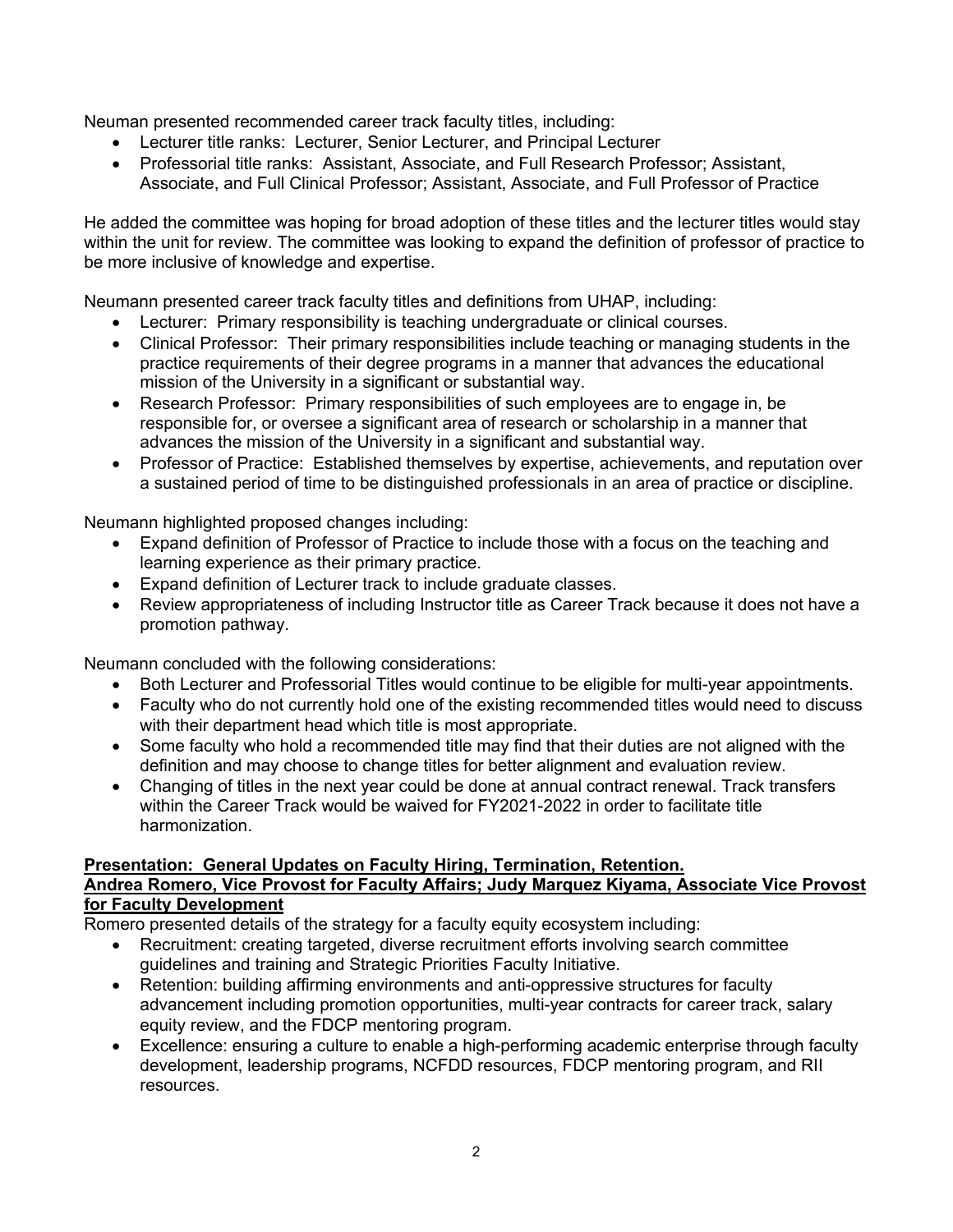Neuman presented recommended career track faculty titles, including:

- Lecturer title ranks: Lecturer, Senior Lecturer, and Principal Lecturer
- Professorial title ranks: Assistant, Associate, and Full Research Professor; Assistant, Associate, and Full Clinical Professor; Assistant, Associate, and Full Professor of Practice

He added the committee was hoping for broad adoption of these titles and the lecturer titles would stay within the unit for review. The committee was looking to expand the definition of professor of practice to be more inclusive of knowledge and expertise.

Neumann presented career track faculty titles and definitions from UHAP, including:

- Lecturer: Primary responsibility is teaching undergraduate or clinical courses.
- Clinical Professor: Their primary responsibilities include teaching or managing students in the practice requirements of their degree programs in a manner that advances the educational mission of the University in a significant or substantial way.
- Research Professor: Primary responsibilities of such employees are to engage in, be responsible for, or oversee a significant area of research or scholarship in a manner that advances the mission of the University in a significant and substantial way.
- Professor of Practice: Established themselves by expertise, achievements, and reputation over a sustained period of time to be distinguished professionals in an area of practice or discipline.

Neumann highlighted proposed changes including:

- Expand definition of Professor of Practice to include those with a focus on the teaching and learning experience as their primary practice.
- Expand definition of Lecturer track to include graduate classes.
- Review appropriateness of including Instructor title as Career Track because it does not have a promotion pathway.

Neumann concluded with the following considerations:

- Both Lecturer and Professorial Titles would continue to be eligible for multi-year appointments.
- Faculty who do not currently hold one of the existing recommended titles would need to discuss with their department head which title is most appropriate.
- Some faculty who hold a recommended title may find that their duties are not aligned with the definition and may choose to change titles for better alignment and evaluation review.
- Changing of titles in the next year could be done at annual contract renewal. Track transfers within the Career Track would be waived for FY2021-2022 in order to facilitate title harmonization.

**Presentation: General Updates on Faculty Hiring, Termination, Retention.**
**Andrea Romero, Vice Provost for Faculty Affairs; Judy Marquez Kiyama, Associate Vice Provost for Faculty Development**

Romero presented details of the strategy for a faculty equity ecosystem including:

- Recruitment: creating targeted, diverse recruitment efforts involving search committee guidelines and training and Strategic Priorities Faculty Initiative.
- Retention: building affirming environments and anti-oppressive structures for faculty advancement including promotion opportunities, multi-year contracts for career track, salary equity review, and the FDCP mentoring program.
- Excellence: ensuring a culture to enable a high-performing academic enterprise through faculty development, leadership programs, NCFDD resources, FDCP mentoring program, and RII resources.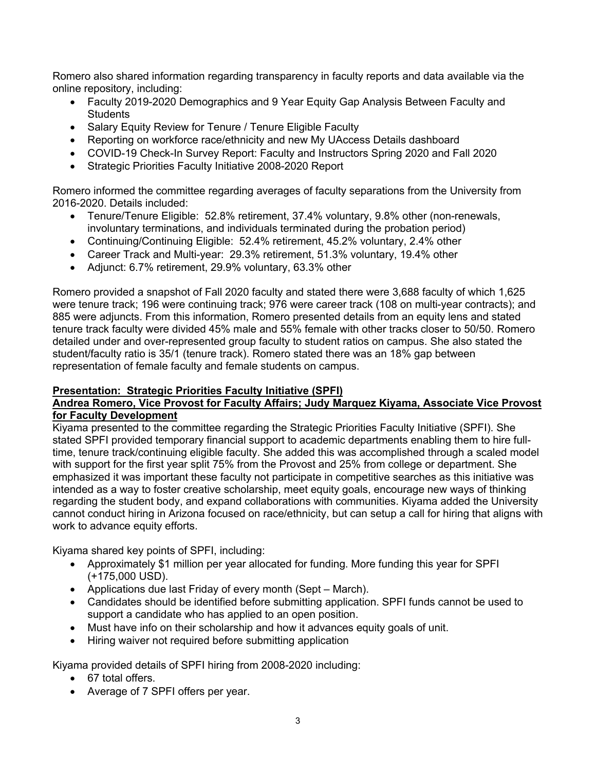Romero also shared information regarding transparency in faculty reports and data available via the online repository, including:

- Faculty 2019-2020 Demographics and 9 Year Equity Gap Analysis Between Faculty and Students
- Salary Equity Review for Tenure / Tenure Eligible Faculty
- Reporting on workforce race/ethnicity and new My UAccess Details dashboard
- COVID-19 Check-In Survey Report: Faculty and Instructors Spring 2020 and Fall 2020
- Strategic Priorities Faculty Initiative 2008-2020 Report

Romero informed the committee regarding averages of faculty separations from the University from 2016-2020. Details included:

- Tenure/Tenure Eligible: 52.8% retirement, 37.4% voluntary, 9.8% other (non-renewals, involuntary terminations, and individuals terminated during the probation period)
- Continuing/Continuing Eligible: 52.4% retirement, 45.2% voluntary, 2.4% other
- Career Track and Multi-year: 29.3% retirement, 51.3% voluntary, 19.4% other
- Adjunct: 6.7% retirement, 29.9% voluntary, 63.3% other

Romero provided a snapshot of Fall 2020 faculty and stated there were 3,688 faculty of which 1,625 were tenure track; 196 were continuing track; 976 were career track (108 on multi-year contracts); and 885 were adjuncts. From this information, Romero presented details from an equity lens and stated tenure track faculty were divided 45% male and 55% female with other tracks closer to 50/50. Romero detailed under and over-represented group faculty to student ratios on campus. She also stated the student/faculty ratio is 35/1 (tenure track). Romero stated there was an 18% gap between representation of female faculty and female students on campus.

**Presentation: Strategic Priorities Faculty Initiative (SPFI)**
**Andrea Romero, Vice Provost for Faculty Affairs; Judy Marquez Kiyama, Associate Vice Provost for Faculty Development**

Kiyama presented to the committee regarding the Strategic Priorities Faculty Initiative (SPFI). She stated SPFI provided temporary financial support to academic departments enabling them to hire full-time, tenure track/continuing eligible faculty. She added this was accomplished through a scaled model with support for the first year split 75% from the Provost and 25% from college or department. She emphasized it was important these faculty not participate in competitive searches as this initiative was intended as a way to foster creative scholarship, meet equity goals, encourage new ways of thinking regarding the student body, and expand collaborations with communities. Kiyama added the University cannot conduct hiring in Arizona focused on race/ethnicity, but can setup a call for hiring that aligns with work to advance equity efforts.

Kiyama shared key points of SPFI, including:

- Approximately $1 million per year allocated for funding. More funding this year for SPFI (+175,000 USD).
- Applications due last Friday of every month (Sept – March).
- Candidates should be identified before submitting application. SPFI funds cannot be used to support a candidate who has applied to an open position.
- Must have info on their scholarship and how it advances equity goals of unit.
- Hiring waiver not required before submitting application

Kiyama provided details of SPFI hiring from 2008-2020 including:

- 67 total offers.
- Average of 7 SPFI offers per year.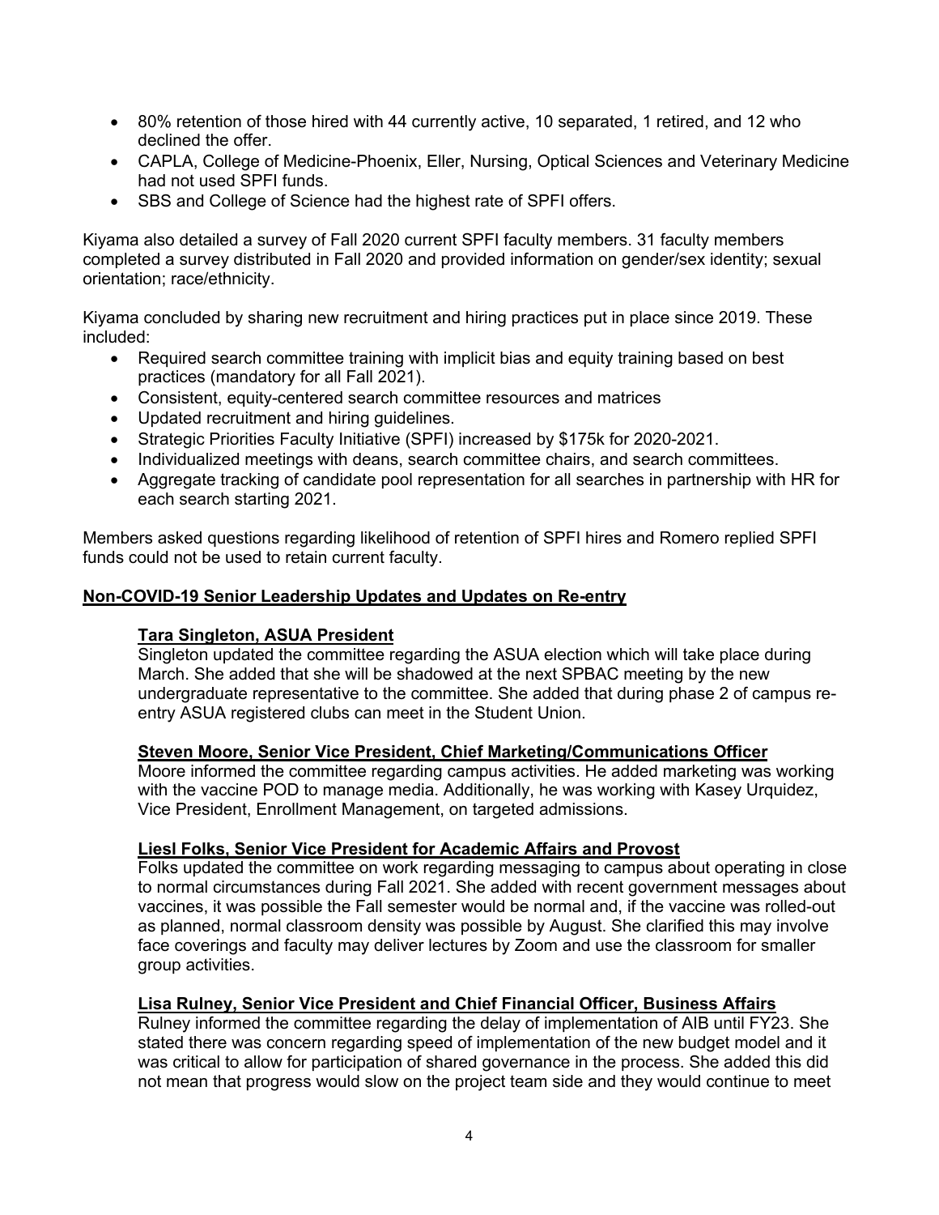- 80% retention of those hired with 44 currently active, 10 separated, 1 retired, and 12 who declined the offer.
- CAPLA, College of Medicine-Phoenix, Eller, Nursing, Optical Sciences and Veterinary Medicine had not used SPFI funds.
- SBS and College of Science had the highest rate of SPFI offers.

Kiyama also detailed a survey of Fall 2020 current SPFI faculty members. 31 faculty members completed a survey distributed in Fall 2020 and provided information on gender/sex identity; sexual orientation; race/ethnicity.

Kiyama concluded by sharing new recruitment and hiring practices put in place since 2019. These included:

- Required search committee training with implicit bias and equity training based on best practices (mandatory for all Fall 2021).
- Consistent, equity-centered search committee resources and matrices
- Updated recruitment and hiring guidelines.
- Strategic Priorities Faculty Initiative (SPFI) increased by $175k for 2020-2021.
- Individualized meetings with deans, search committee chairs, and search committees.
- Aggregate tracking of candidate pool representation for all searches in partnership with HR for each search starting 2021.

Members asked questions regarding likelihood of retention of SPFI hires and Romero replied SPFI funds could not be used to retain current faculty.

## Non-COVID-19 Senior Leadership Updates and Updates on Re-entry

### Tara Singleton, ASUA President

Singleton updated the committee regarding the ASUA election which will take place during March. She added that she will be shadowed at the next SPBAC meeting by the new undergraduate representative to the committee. She added that during phase 2 of campus re-entry ASUA registered clubs can meet in the Student Union.

### Steven Moore, Senior Vice President, Chief Marketing/Communications Officer

Moore informed the committee regarding campus activities. He added marketing was working with the vaccine POD to manage media. Additionally, he was working with Kasey Urquidez, Vice President, Enrollment Management, on targeted admissions.

### Liesl Folks, Senior Vice President for Academic Affairs and Provost

Folks updated the committee on work regarding messaging to campus about operating in close to normal circumstances during Fall 2021. She added with recent government messages about vaccines, it was possible the Fall semester would be normal and, if the vaccine was rolled-out as planned, normal classroom density was possible by August. She clarified this may involve face coverings and faculty may deliver lectures by Zoom and use the classroom for smaller group activities.

### Lisa Rulney, Senior Vice President and Chief Financial Officer, Business Affairs

Rulney informed the committee regarding the delay of implementation of AIB until FY23. She stated there was concern regarding speed of implementation of the new budget model and it was critical to allow for participation of shared governance in the process. She added this did not mean that progress would slow on the project team side and they would continue to meet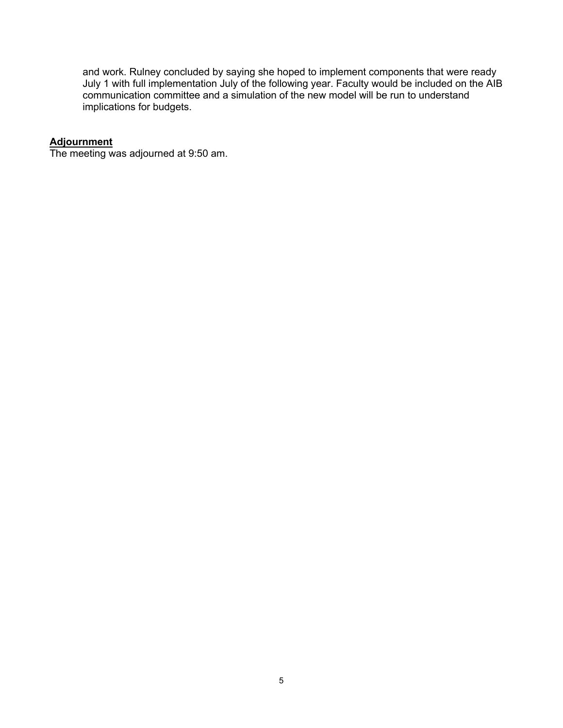and work. Rulney concluded by saying she hoped to implement components that were ready July 1 with full implementation July of the following year. Faculty would be included on the AIB communication committee and a simulation of the new model will be run to understand implications for budgets.

**Adjournment**

The meeting was adjourned at 9:50 am.